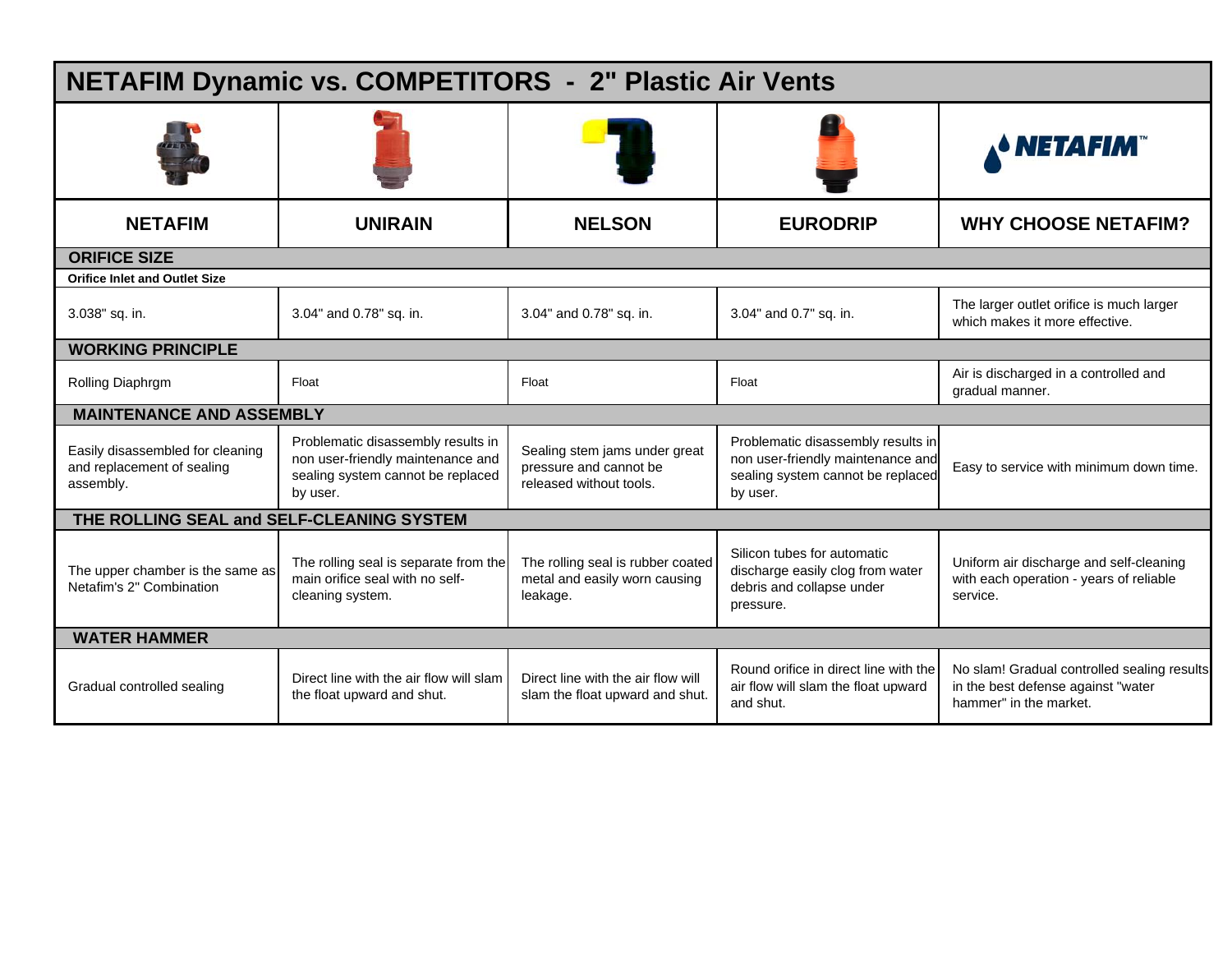# NETAFIM Dynamic vs. COMPETITORS - 2" Plastic Air Vents

| NETAFIM | UNIRAIN | NELSON | EURODRIP | WHY CHOOSE NETAFIM? |
|---|---|---|---|---|
| **ORIFICE SIZE** | | | | |
| **Orifice Inlet and Outlet Size** | | | | |
| 3.038" sq. in. | 3.04" and 0.78" sq. in. | 3.04" and 0.78" sq. in. | 3.04" and 0.7" sq. in. | The larger outlet orifice is much larger which makes it more effective. |
| **WORKING PRINCIPLE** | | | | |
| Rolling Diaphrgm | Float | Float | Float | Air is discharged in a controlled and gradual manner. |
| **MAINTENANCE AND ASSEMBLY** | | | | |
| Easily disassembled for cleaning and replacement of sealing assembly. | Problematic disassembly results in non user-friendly maintenance and sealing system cannot be replaced by user. | Sealing stem jams under great pressure and cannot be released without tools. | Problematic disassembly results in non user-friendly maintenance and sealing system cannot be replaced by user. | Easy to service with minimum down time. |
| **THE ROLLING SEAL and SELF-CLEANING SYSTEM** | | | | |
| The upper chamber is the same as Netafim's 2" Combination | The rolling seal is separate from the main orifice seal with no self-cleaning system. | The rolling seal is rubber coated metal and easily worn causing leakage. | Silicon tubes for automatic discharge easily clog from water debris and collapse under pressure. | Uniform air discharge and self-cleaning with each operation - years of reliable service. |
| **WATER HAMMER** | | | | |
| Gradual controlled sealing | Direct line with the air flow will slam the float upward and shut. | Direct line with the air flow will slam the float upward and shut. | Round orifice in direct line with the air flow will slam the float upward and shut. | No slam! Gradual controlled sealing results in the best defense against "water hammer" in the market. |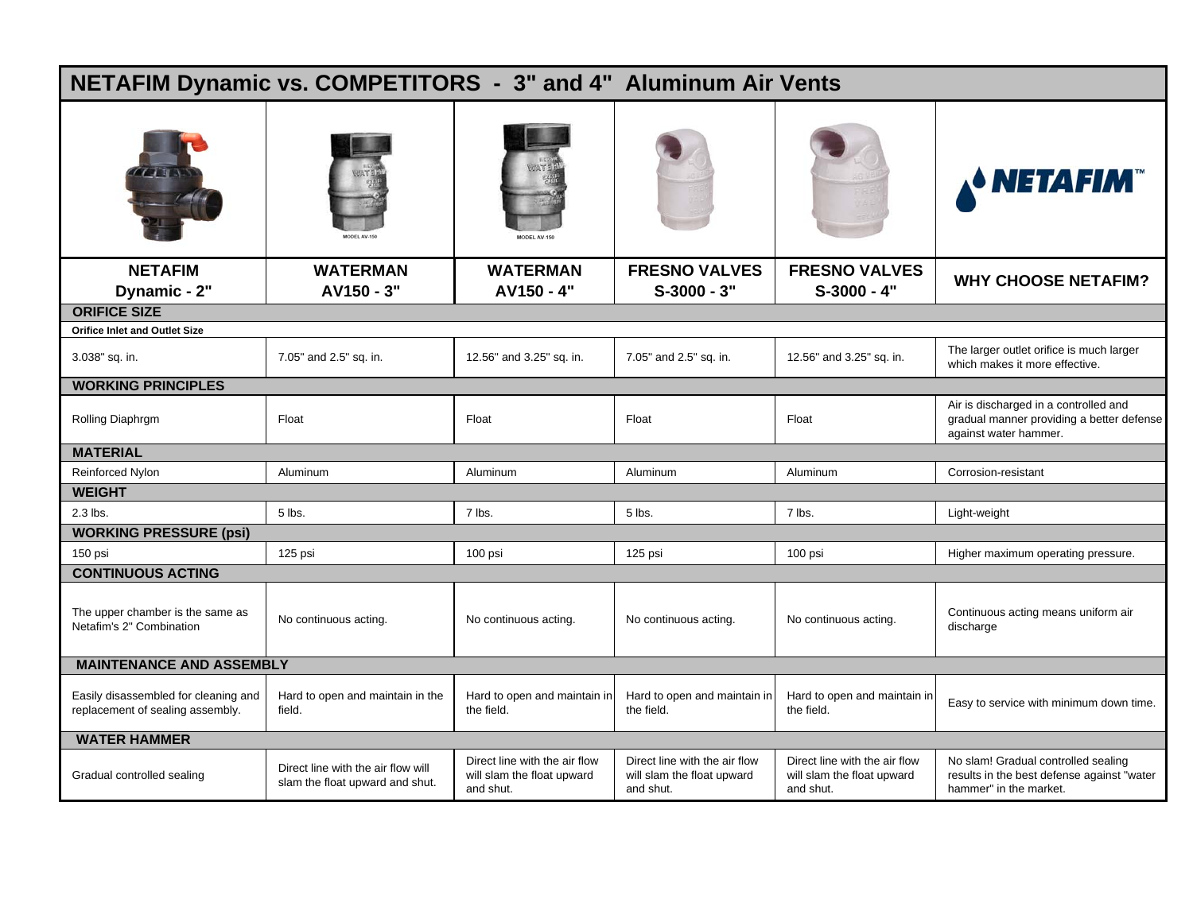# NETAFIM Dynamic vs. COMPETITORS - 3" and 4" Aluminum Air Vents

| NETAFIM Dynamic - 2" | WATERMAN AV150 - 3" | WATERMAN AV150 - 4" | FRESNO VALVES S-3000 - 3" | FRESNO VALVES S-3000 - 4" | WHY CHOOSE NETAFIM? |
|---|---|---|---|---|---|
| **ORIFICE SIZE** | | | | | |
| **Orifice Inlet and Outlet Size** | | | | | |
| 3.038" sq. in. | 7.05" and 2.5" sq. in. | 12.56" and 3.25" sq. in. | 7.05" and 2.5" sq. in. | 12.56" and 3.25" sq. in. | The larger outlet orifice is much larger which makes it more effective. |
| **WORKING PRINCIPLES** | | | | | |
| Rolling Diaphrgm | Float | Float | Float | Float | Air is discharged in a controlled and gradual manner providing a better defense against water hammer. |
| **MATERIAL** | | | | | |
| Reinforced Nylon | Aluminum | Aluminum | Aluminum | Aluminum | Corrosion-resistant |
| **WEIGHT** | | | | | |
| 2.3 lbs. | 5 lbs. | 7 lbs. | 5 lbs. | 7 lbs. | Light-weight |
| **WORKING PRESSURE (psi)** | | | | | |
| 150 psi | 125 psi | 100 psi | 125 psi | 100 psi | Higher maximum operating pressure. |
| **CONTINUOUS ACTING** | | | | | |
| The upper chamber is the same as Netafim's 2" Combination | No continuous acting. | No continuous acting. | No continuous acting. | No continuous acting. | Continuous acting means uniform air discharge |
| **MAINTENANCE AND ASSEMBLY** | | | | | |
| Easily disassembled for cleaning and replacement of sealing assembly. | Hard to open and maintain in the field. | Hard to open and maintain in the field. | Hard to open and maintain in the field. | Hard to open and maintain in the field. | Easy to service with minimum down time. |
| **WATER HAMMER** | | | | | |
| Gradual controlled sealing | Direct line with the air flow will slam the float upward and shut. | Direct line with the air flow will slam the float upward and shut. | Direct line with the air flow will slam the float upward and shut. | Direct line with the air flow will slam the float upward and shut. | No slam! Gradual controlled sealing results in the best defense against "water hammer" in the market. |